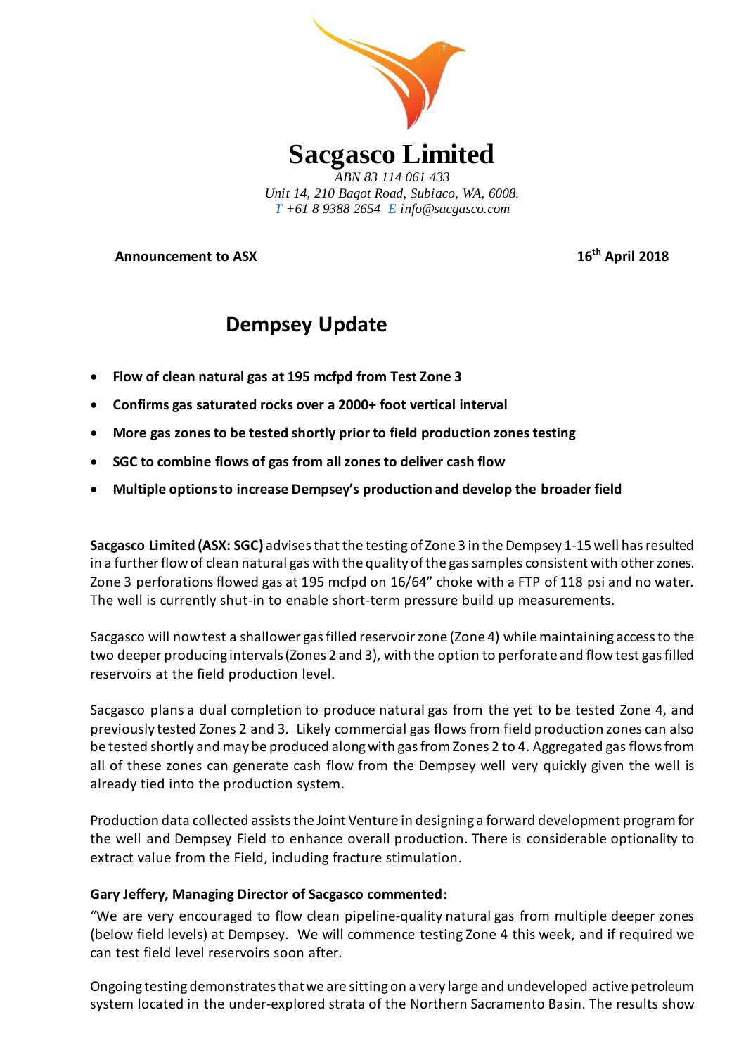# Sacgasco Limited

*ABN 83 114 061 433*
*Unit 14, 210 Bagot Road, Subiaco, WA, 6008.*
*T +61 8 9388 2654 E info@sacgasco.com*

**Announcement to ASX** **16th April 2018**

## Dempsey Update

- **Flow of clean natural gas at 195 mcfpd from Test Zone 3**
- **Confirms gas saturated rocks over a 2000+ foot vertical interval**
- **More gas zones to be tested shortly prior to field production zones testing**
- **SGC to combine flows of gas from all zones to deliver cash flow**
- **Multiple options to increase Dempsey's production and develop the broader field**

**Sacgasco Limited (ASX: SGC)** advises that the testing of Zone 3 in the Dempsey 1-15 well has resulted in a further flow of clean natural gas with the quality of the gas samples consistent with other zones. Zone 3 perforations flowed gas at 195 mcfpd on 16/64" choke with a FTP of 118 psi and no water. The well is currently shut-in to enable short-term pressure build up measurements.

Sacgasco will now test a shallower gas filled reservoir zone (Zone 4) while maintaining access to the two deeper producing intervals (Zones 2 and 3), with the option to perforate and flow test gas filled reservoirs at the field production level.

Sacgasco plans a dual completion to produce natural gas from the yet to be tested Zone 4, and previously tested Zones 2 and 3. Likely commercial gas flows from field production zones can also be tested shortly and may be produced along with gas from Zones 2 to 4. Aggregated gas flows from all of these zones can generate cash flow from the Dempsey well very quickly given the well is already tied into the production system.

Production data collected assists the Joint Venture in designing a forward development program for the well and Dempsey Field to enhance overall production. There is considerable optionality to extract value from the Field, including fracture stimulation.

**Gary Jeffery, Managing Director of Sacgasco commented:**

"We are very encouraged to flow clean pipeline-quality natural gas from multiple deeper zones (below field levels) at Dempsey. We will commence testing Zone 4 this week, and if required we can test field level reservoirs soon after.

Ongoing testing demonstrates that we are sitting on a very large and undeveloped active petroleum system located in the under-explored strata of the Northern Sacramento Basin. The results show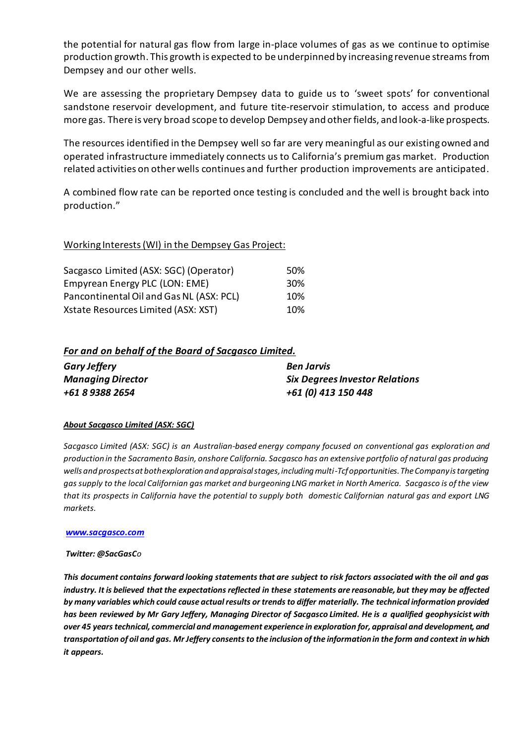the potential for natural gas flow from large in-place volumes of gas as we continue to optimise production growth. This growth is expected to be underpinned by increasing revenue streams from Dempsey and our other wells.

We are assessing the proprietary Dempsey data to guide us to 'sweet spots' for conventional sandstone reservoir development, and future tite-reservoir stimulation, to access and produce more gas. There is very broad scope to develop Dempsey and other fields, and look-a-like prospects.

The resources identified in the Dempsey well so far are very meaningful as our existing owned and operated infrastructure immediately connects us to California's premium gas market. Production related activities on other wells continues and further production improvements are anticipated.

A combined flow rate can be reported once testing is concluded and the well is brought back into production."

Working Interests (WI) in the Dempsey Gas Project:

| | |
|---|---|
| Sacgasco Limited (ASX: SGC) (Operator) | 50% |
| Empyrean Energy PLC (LON: EME) | 30% |
| Pancontinental Oil and Gas NL (ASX: PCL) | 10% |
| Xstate Resources Limited (ASX: XST) | 10% |

***For and on behalf of the Board of Sacgasco Limited.***

***Gary Jeffery***
***Managing Director***
***+61 8 9388 2654***

***Ben Jarvis***
***Six Degrees Investor Relations***
***+61 (0) 413 150 448***

***About Sacgasco Limited (ASX: SGC)***

*Sacgasco Limited (ASX: SGC) is an Australian-based energy company focused on conventional gas exploration and production in the Sacramento Basin, onshore California. Sacgasco has an extensive portfolio of natural gas producing wells and prospects at both exploration and appraisal stages, including multi-Tcf opportunities. The Company is targeting gas supply to the local Californian gas market and burgeoning LNG market in North America. Sacgasco is of the view that its prospects in California have the potential to supply both domestic Californian natural gas and export LNG markets.*

***www.sacgasco.com***

***Twitter: @SacGasCo***

***This document contains forward looking statements that are subject to risk factors associated with the oil and gas industry. It is believed that the expectations reflected in these statements are reasonable, but they may be affected by many variables which could cause actual results or trends to differ materially. The technical information provided has been reviewed by Mr Gary Jeffery, Managing Director of Sacgasco Limited. He is a qualified geophysicist with over 45 years technical, commercial and management experience in exploration for, appraisal and development, and transportation of oil and gas. Mr Jeffery consents to the inclusion of the information in the form and context in which it appears.***